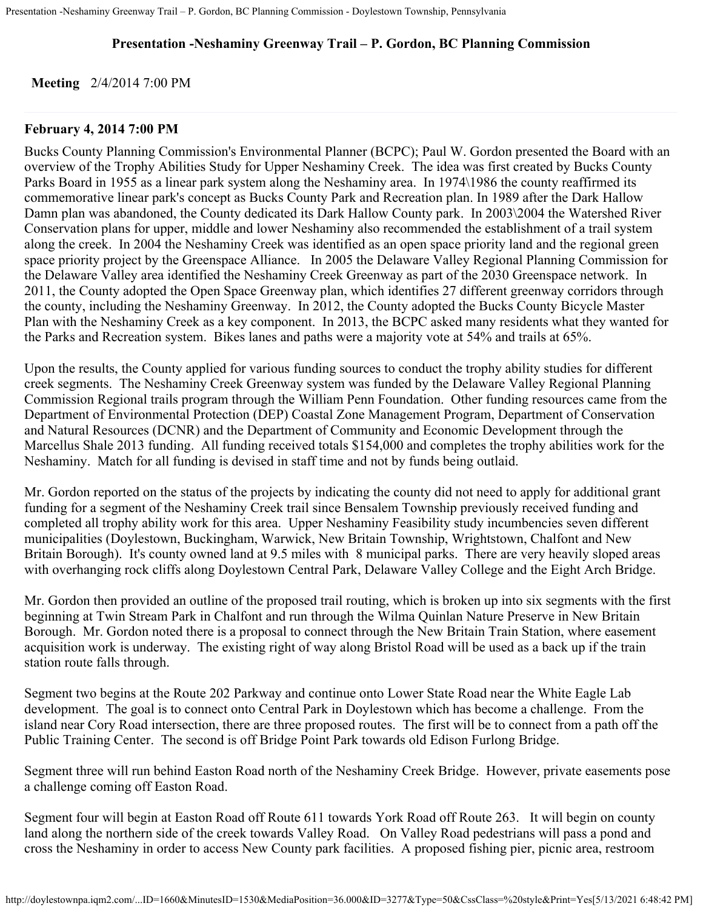## Presentation -Neshaminy Greenway Trail – P. Gordon, BC Planning Commission

**Meeting** 2/4/2014 7:00 PM

---

### February 4, 2014 7:00 PM

Bucks County Planning Commission's Environmental Planner (BCPC); Paul W. Gordon presented the Board with an overview of the Trophy Abilities Study for Upper Neshaminy Creek. The idea was first created by Bucks County Parks Board in 1955 as a linear park system along the Neshaminy area. In 1974\1986 the county reaffirmed its commemorative linear park's concept as Bucks County Park and Recreation plan. In 1989 after the Dark Hallow Damn plan was abandoned, the County dedicated its Dark Hallow County park. In 2003\2004 the Watershed River Conservation plans for upper, middle and lower Neshaminy also recommended the establishment of a trail system along the creek. In 2004 the Neshaminy Creek was identified as an open space priority land and the regional green space priority project by the Greenspace Alliance. In 2005 the Delaware Valley Regional Planning Commission for the Delaware Valley area identified the Neshaminy Creek Greenway as part of the 2030 Greenspace network. In 2011, the County adopted the Open Space Greenway plan, which identifies 27 different greenway corridors through the county, including the Neshaminy Greenway. In 2012, the County adopted the Bucks County Bicycle Master Plan with the Neshaminy Creek as a key component. In 2013, the BCPC asked many residents what they wanted for the Parks and Recreation system. Bikes lanes and paths were a majority vote at 54% and trails at 65%.

Upon the results, the County applied for various funding sources to conduct the trophy ability studies for different creek segments. The Neshaminy Creek Greenway system was funded by the Delaware Valley Regional Planning Commission Regional trails program through the William Penn Foundation. Other funding resources came from the Department of Environmental Protection (DEP) Coastal Zone Management Program, Department of Conservation and Natural Resources (DCNR) and the Department of Community and Economic Development through the Marcellus Shale 2013 funding. All funding received totals $154,000 and completes the trophy abilities work for the Neshaminy. Match for all funding is devised in staff time and not by funds being outlaid.

Mr. Gordon reported on the status of the projects by indicating the county did not need to apply for additional grant funding for a segment of the Neshaminy Creek trail since Bensalem Township previously received funding and completed all trophy ability work for this area. Upper Neshaminy Feasibility study incumbencies seven different municipalities (Doylestown, Buckingham, Warwick, New Britain Township, Wrightstown, Chalfont and New Britain Borough). It's county owned land at 9.5 miles with 8 municipal parks. There are very heavily sloped areas with overhanging rock cliffs along Doylestown Central Park, Delaware Valley College and the Eight Arch Bridge.

Mr. Gordon then provided an outline of the proposed trail routing, which is broken up into six segments with the first beginning at Twin Stream Park in Chalfont and run through the Wilma Quinlan Nature Preserve in New Britain Borough. Mr. Gordon noted there is a proposal to connect through the New Britain Train Station, where easement acquisition work is underway. The existing right of way along Bristol Road will be used as a back up if the train station route falls through.

Segment two begins at the Route 202 Parkway and continue onto Lower State Road near the White Eagle Lab development. The goal is to connect onto Central Park in Doylestown which has become a challenge. From the island near Cory Road intersection, there are three proposed routes. The first will be to connect from a path off the Public Training Center. The second is off Bridge Point Park towards old Edison Furlong Bridge.

Segment three will run behind Easton Road north of the Neshaminy Creek Bridge. However, private easements pose a challenge coming off Easton Road.

Segment four will begin at Easton Road off Route 611 towards York Road off Route 263. It will begin on county land along the northern side of the creek towards Valley Road. On Valley Road pedestrians will pass a pond and cross the Neshaminy in order to access New County park facilities. A proposed fishing pier, picnic area, restroom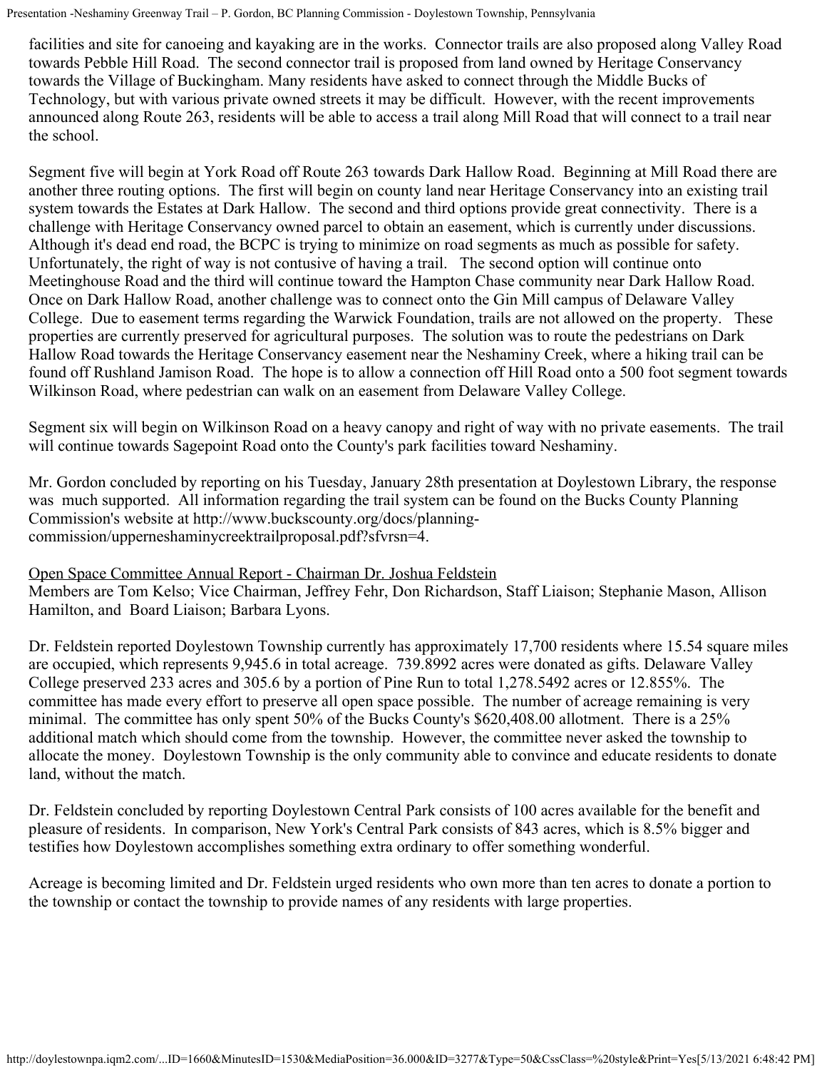facilities and site for canoeing and kayaking are in the works. Connector trails are also proposed along Valley Road towards Pebble Hill Road. The second connector trail is proposed from land owned by Heritage Conservancy towards the Village of Buckingham. Many residents have asked to connect through the Middle Bucks of Technology, but with various private owned streets it may be difficult. However, with the recent improvements announced along Route 263, residents will be able to access a trail along Mill Road that will connect to a trail near the school.

Segment five will begin at York Road off Route 263 towards Dark Hallow Road. Beginning at Mill Road there are another three routing options. The first will begin on county land near Heritage Conservancy into an existing trail system towards the Estates at Dark Hallow. The second and third options provide great connectivity. There is a challenge with Heritage Conservancy owned parcel to obtain an easement, which is currently under discussions. Although it's dead end road, the BCPC is trying to minimize on road segments as much as possible for safety. Unfortunately, the right of way is not contusive of having a trail. The second option will continue onto Meetinghouse Road and the third will continue toward the Hampton Chase community near Dark Hallow Road. Once on Dark Hallow Road, another challenge was to connect onto the Gin Mill campus of Delaware Valley College. Due to easement terms regarding the Warwick Foundation, trails are not allowed on the property. These properties are currently preserved for agricultural purposes. The solution was to route the pedestrians on Dark Hallow Road towards the Heritage Conservancy easement near the Neshaminy Creek, where a hiking trail can be found off Rushland Jamison Road. The hope is to allow a connection off Hill Road onto a 500 foot segment towards Wilkinson Road, where pedestrian can walk on an easement from Delaware Valley College.

Segment six will begin on Wilkinson Road on a heavy canopy and right of way with no private easements. The trail will continue towards Sagepoint Road onto the County's park facilities toward Neshaminy.

Mr. Gordon concluded by reporting on his Tuesday, January 28th presentation at Doylestown Library, the response was much supported. All information regarding the trail system can be found on the Bucks County Planning Commission's website at http://www.buckscounty.org/docs/planning-commission/upperneshaminycreektrailproposal.pdf?sfvrsn=4.

Open Space Committee Annual Report - Chairman Dr. Joshua Feldstein

Members are Tom Kelso; Vice Chairman, Jeffrey Fehr, Don Richardson, Staff Liaison; Stephanie Mason, Allison Hamilton, and Board Liaison; Barbara Lyons.

Dr. Feldstein reported Doylestown Township currently has approximately 17,700 residents where 15.54 square miles are occupied, which represents 9,945.6 in total acreage. 739.8992 acres were donated as gifts. Delaware Valley College preserved 233 acres and 305.6 by a portion of Pine Run to total 1,278.5492 acres or 12.855%. The committee has made every effort to preserve all open space possible. The number of acreage remaining is very minimal. The committee has only spent 50% of the Bucks County's $620,408.00 allotment. There is a 25% additional match which should come from the township. However, the committee never asked the township to allocate the money. Doylestown Township is the only community able to convince and educate residents to donate land, without the match.

Dr. Feldstein concluded by reporting Doylestown Central Park consists of 100 acres available for the benefit and pleasure of residents. In comparison, New York's Central Park consists of 843 acres, which is 8.5% bigger and testifies how Doylestown accomplishes something extra ordinary to offer something wonderful.

Acreage is becoming limited and Dr. Feldstein urged residents who own more than ten acres to donate a portion to the township or contact the township to provide names of any residents with large properties.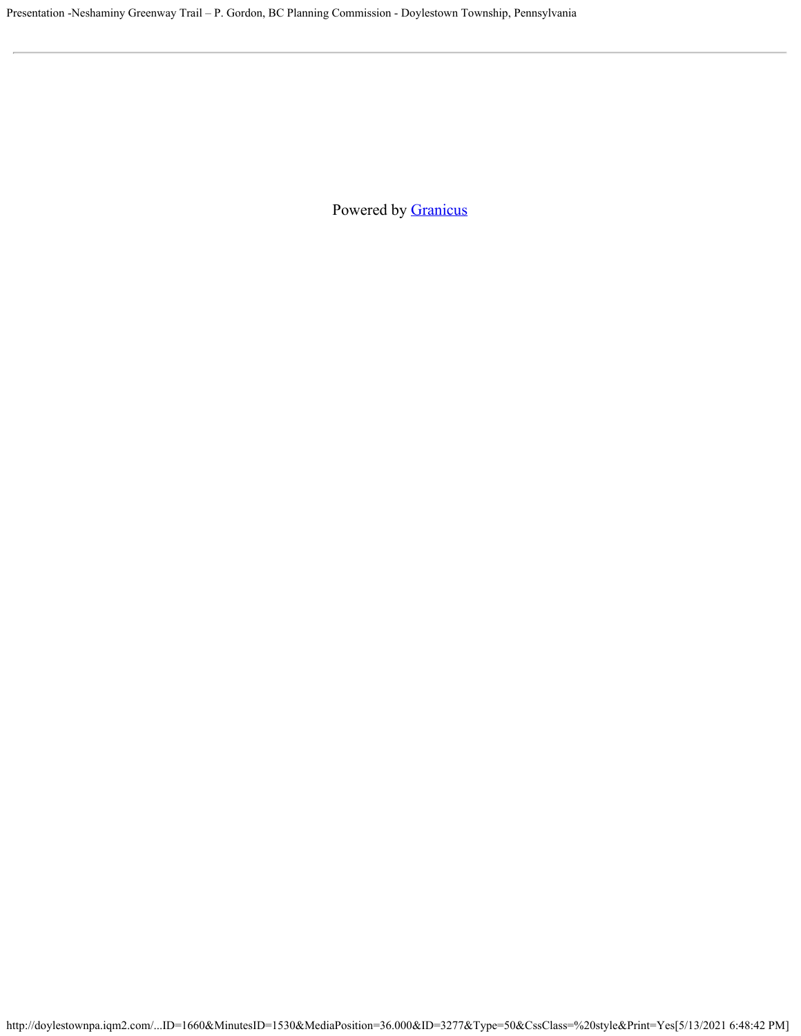Powered by [Granicus](Granicus)